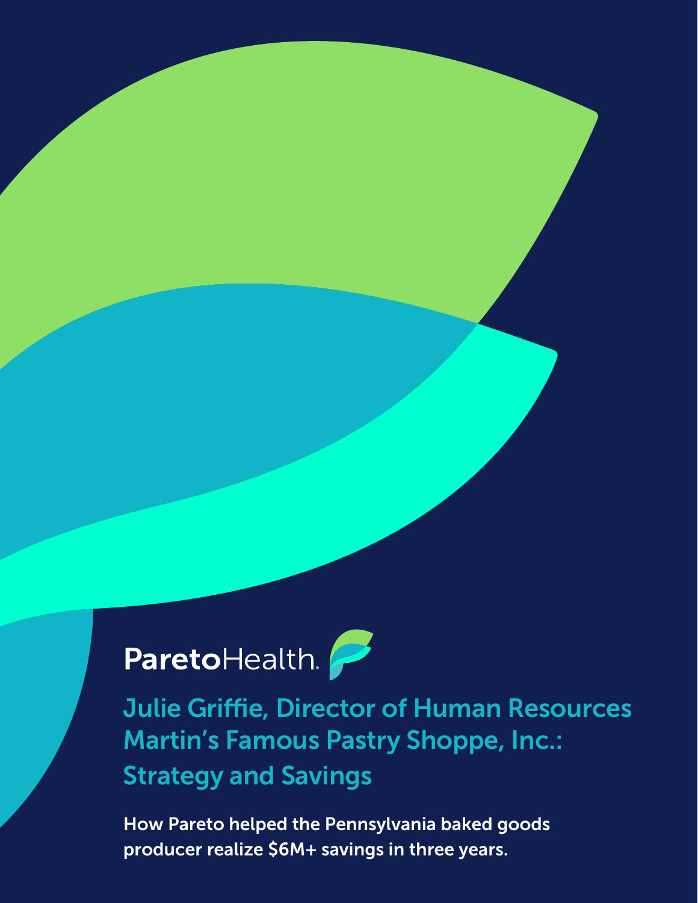ParetoHealth

# Julie Griffie, Director of Human Resources Martin's Famous Pastry Shoppe, Inc.: Strategy and Savings

**How Pareto helped the Pennsylvania baked goods producer realize $6M+ savings in three years.**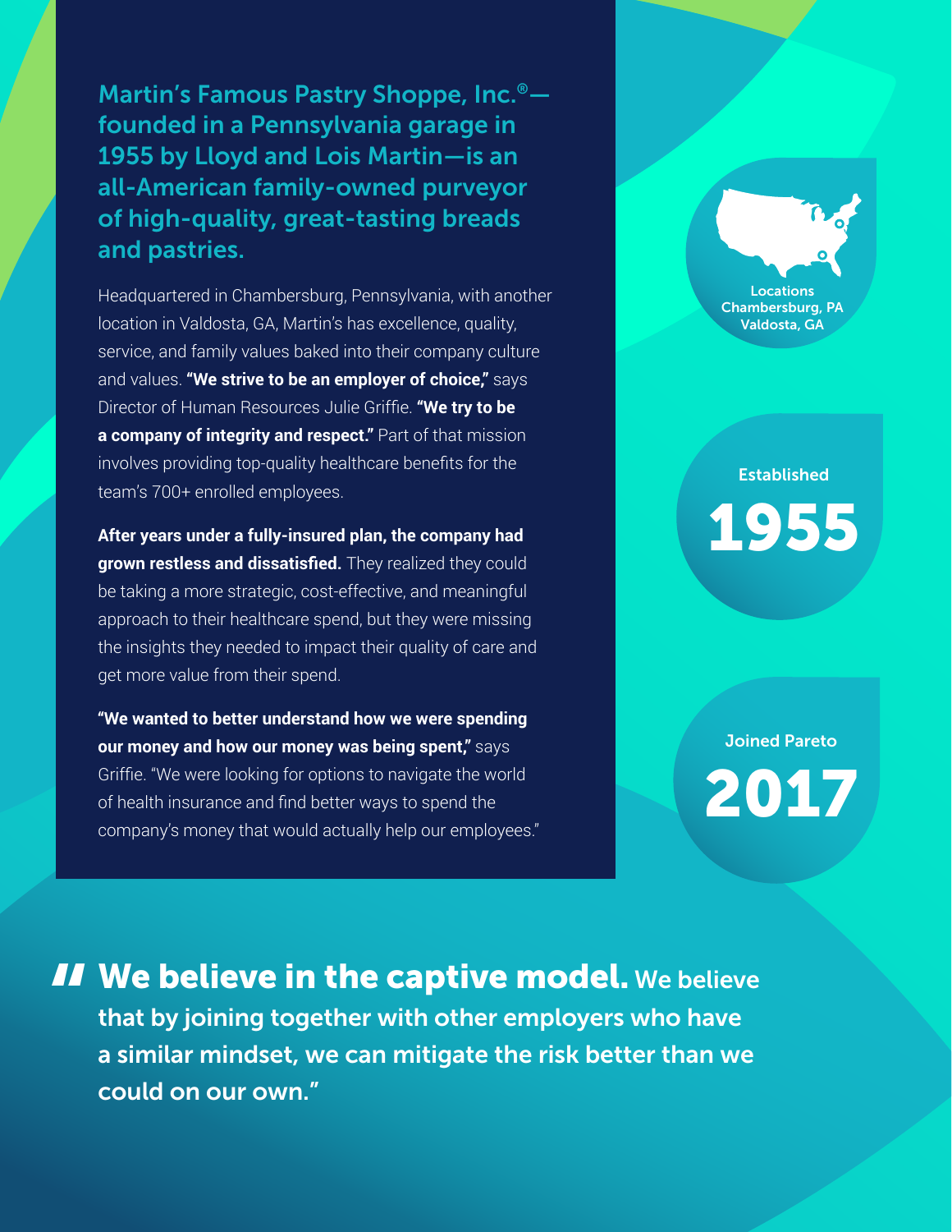## Martin's Famous Pastry Shoppe, Inc.®—founded in a Pennsylvania garage in 1955 by Lloyd and Lois Martin—is an all-American family-owned purveyor of high-quality, great-tasting breads and pastries.

Headquartered in Chambersburg, Pennsylvania, with another location in Valdosta, GA, Martin's has excellence, quality, service, and family values baked into their company culture and values. **"We strive to be an employer of choice,"** says Director of Human Resources Julie Griffie. **"We try to be a company of integrity and respect."** Part of that mission involves providing top-quality healthcare benefits for the team's 700+ enrolled employees.

**After years under a fully-insured plan, the company had grown restless and dissatisfied.** They realized they could be taking a more strategic, cost-effective, and meaningful approach to their healthcare spend, but they were missing the insights they needed to impact their quality of care and get more value from their spend.

**"We wanted to better understand how we were spending our money and how our money was being spent,"** says Griffie. "We were looking for options to navigate the world of health insurance and find better ways to spend the company's money that would actually help our employees."

**Locations**
Chambersburg, PA
Valdosta, GA

**Established**
**1955**

**Joined Pareto**
**2017**

> "**We believe in the captive model.** We believe that by joining together with other employers who have a similar mindset, we can mitigate the risk better than we could on our own."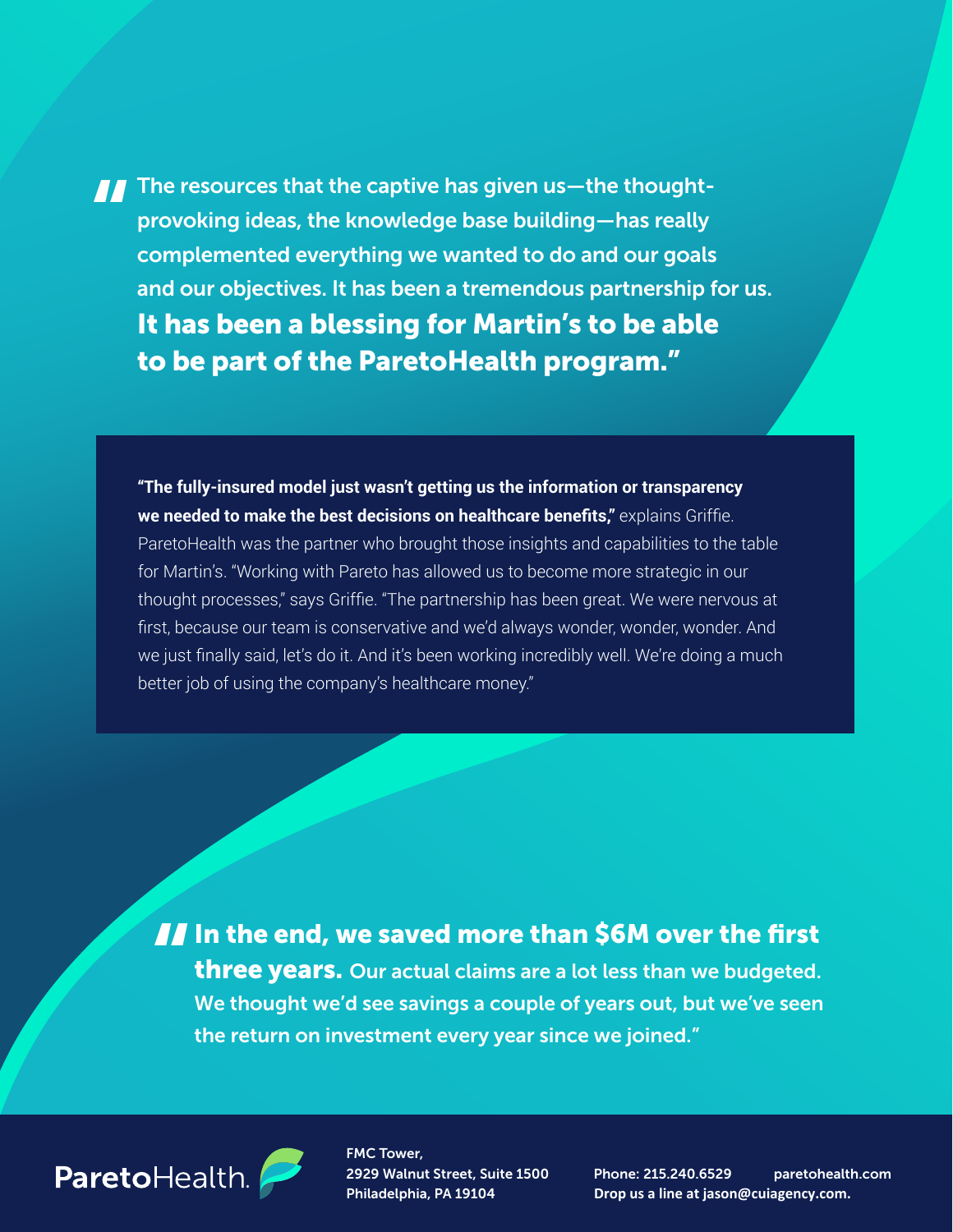"The resources that the captive has given us—the thought-provoking ideas, the knowledge base building—has really complemented everything we wanted to do and our goals and our objectives. It has been a tremendous partnership for us. **It has been a blessing for Martin's to be able to be part of the ParetoHealth program."**

**"The fully-insured model just wasn't getting us the information or transparency we needed to make the best decisions on healthcare benefits,"** explains Griffie. ParetoHealth was the partner who brought those insights and capabilities to the table for Martin's. "Working with Pareto has allowed us to become more strategic in our thought processes," says Griffie. "The partnership has been great. We were nervous at first, because our team is conservative and we'd always wonder, wonder, wonder. And we just finally said, let's do it. And it's been working incredibly well. We're doing a much better job of using the company's healthcare money."

"**In the end, we saved more than $6M over the first three years.** Our actual claims are a lot less than we budgeted. We thought we'd see savings a couple of years out, but we've seen the return on investment every year since we joined."

ParetoHealth

FMC Tower,
2929 Walnut Street, Suite 1500
Philadelphia, PA 19104

Phone: 215.240.6529
Drop us a line at jason@cuiagency.com.

paretohealth.com